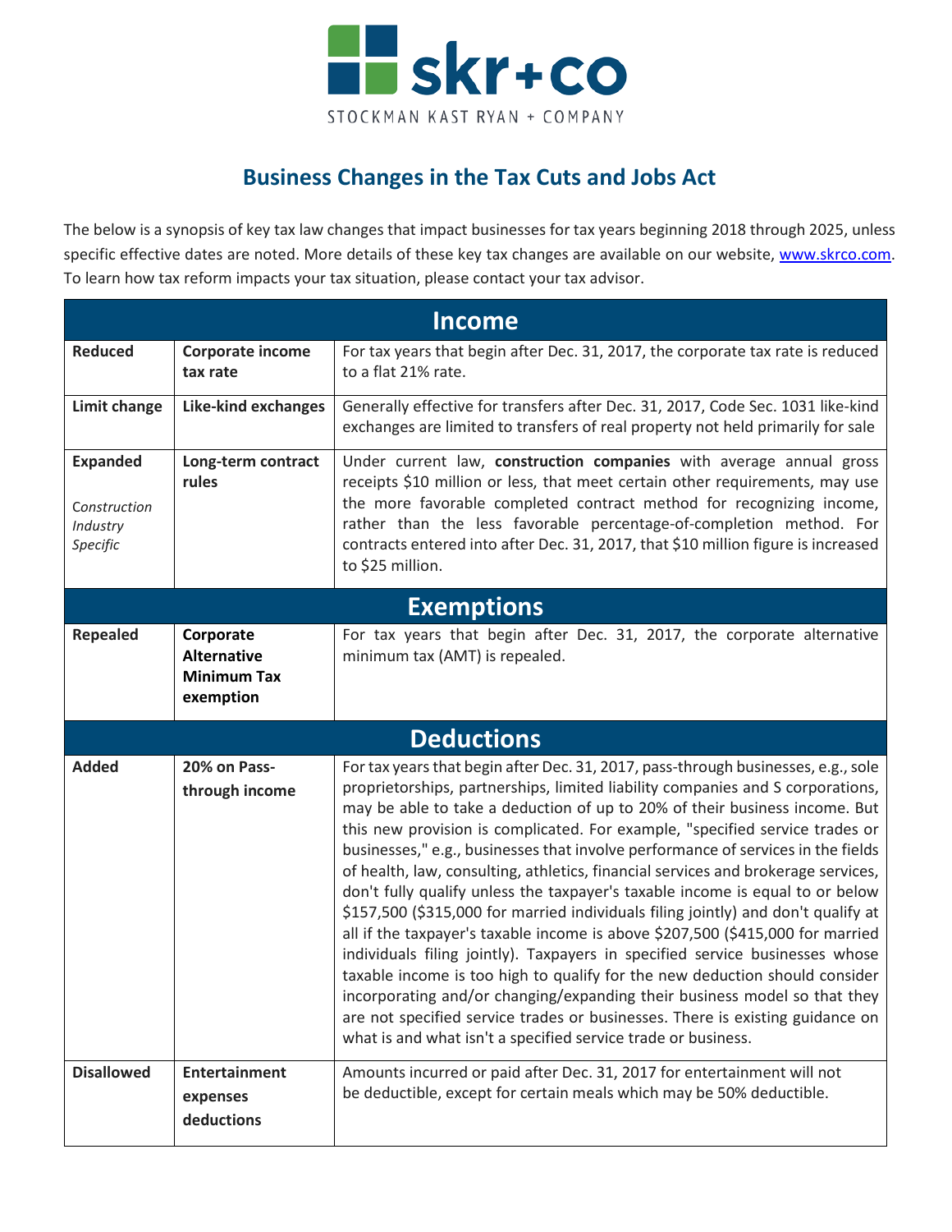skr+co

STOCKMAN KAST RYAN + COMPANY

# Business Changes in the Tax Cuts and Jobs Act

The below is a synopsis of key tax law changes that impact businesses for tax years beginning 2018 through 2025, unless specific effective dates are noted. More details of these key tax changes are available on our website, www.skrco.com. To learn how tax reform impacts your tax situation, please contact your tax advisor.

| | | |
|---|---|---|
| **Income** | | |
| **Reduced** | **Corporate income tax rate** | For tax years that begin after Dec. 31, 2017, the corporate tax rate is reduced to a flat 21% rate. |
| **Limit change** | **Like-kind exchanges** | Generally effective for transfers after Dec. 31, 2017, Code Sec. 1031 like-kind exchanges are limited to transfers of real property not held primarily for sale |
| **Expanded** *Construction Industry Specific* | **Long-term contract rules** | Under current law, **construction companies** with average annual gross receipts $10 million or less, that meet certain other requirements, may use the more favorable completed contract method for recognizing income, rather than the less favorable percentage-of-completion method. For contracts entered into after Dec. 31, 2017, that $10 million figure is increased to $25 million. |
| **Exemptions** | | |
| **Repealed** | **Corporate Alternative Minimum Tax exemption** | For tax years that begin after Dec. 31, 2017, the corporate alternative minimum tax (AMT) is repealed. |
| **Deductions** | | |
| **Added** | **20% on Pass-through income** | For tax years that begin after Dec. 31, 2017, pass-through businesses, e.g., sole proprietorships, partnerships, limited liability companies and S corporations, may be able to take a deduction of up to 20% of their business income. But this new provision is complicated. For example, "specified service trades or businesses," e.g., businesses that involve performance of services in the fields of health, law, consulting, athletics, financial services and brokerage services, don't fully qualify unless the taxpayer's taxable income is equal to or below $157,500 ($315,000 for married individuals filing jointly) and don't qualify at all if the taxpayer's taxable income is above $207,500 ($415,000 for married individuals filing jointly). Taxpayers in specified service businesses whose taxable income is too high to qualify for the new deduction should consider incorporating and/or changing/expanding their business model so that they are not specified service trades or businesses. There is existing guidance on what is and what isn't a specified service trade or business. |
| **Disallowed** | **Entertainment expenses deductions** | Amounts incurred or paid after Dec. 31, 2017 for entertainment will not be deductible, except for certain meals which may be 50% deductible. |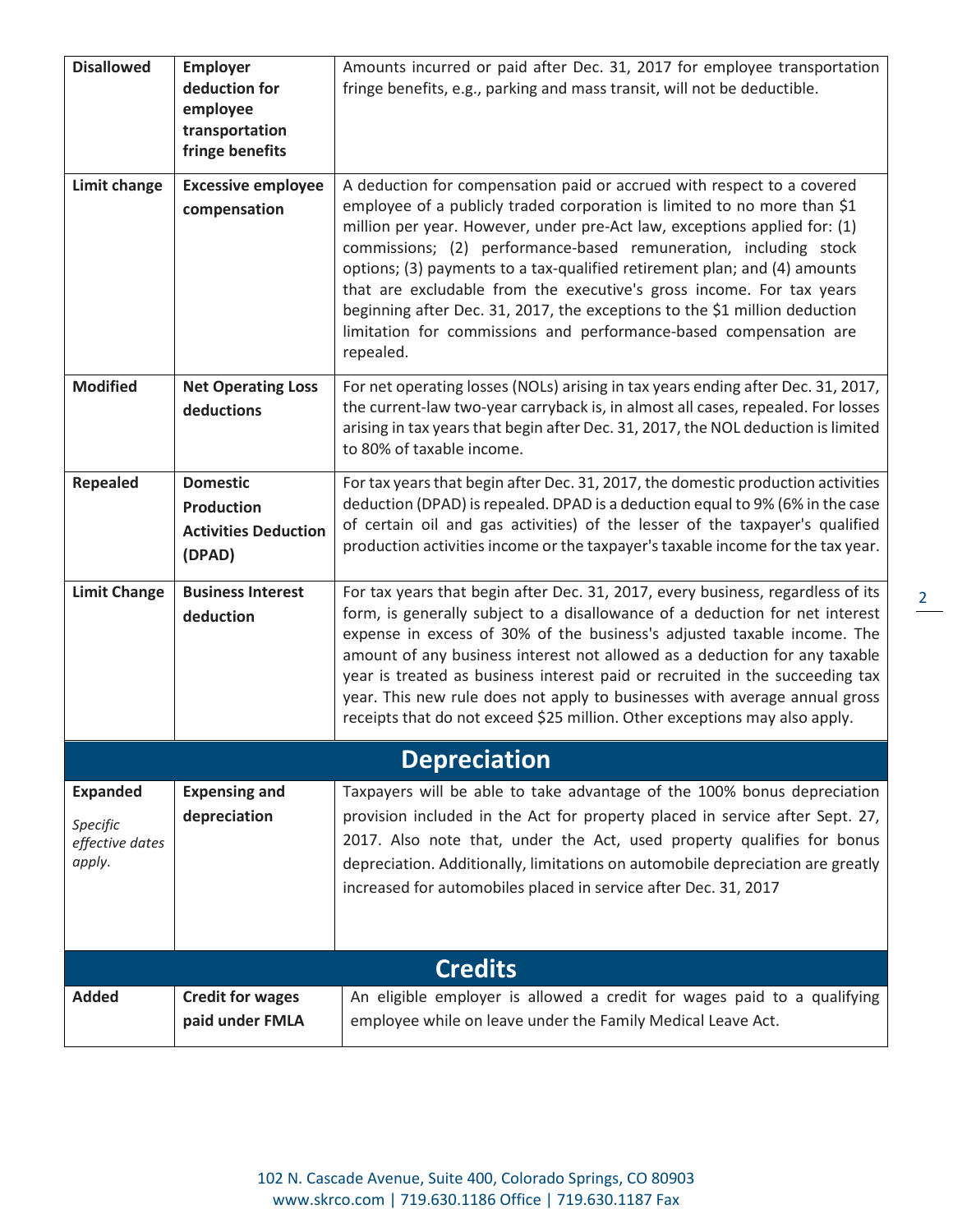| | | |
|---|---|---|
| **Disallowed** | **Employer deduction for employee transportation fringe benefits** | Amounts incurred or paid after Dec. 31, 2017 for employee transportation fringe benefits, e.g., parking and mass transit, will not be deductible. |
| **Limit change** | **Excessive employee compensation** | A deduction for compensation paid or accrued with respect to a covered employee of a publicly traded corporation is limited to no more than $1 million per year. However, under pre-Act law, exceptions applied for: (1) commissions; (2) performance-based remuneration, including stock options; (3) payments to a tax-qualified retirement plan; and (4) amounts that are excludable from the executive's gross income. For tax years beginning after Dec. 31, 2017, the exceptions to the $1 million deduction limitation for commissions and performance-based compensation are repealed. |
| **Modified** | **Net Operating Loss deductions** | For net operating losses (NOLs) arising in tax years ending after Dec. 31, 2017, the current-law two-year carryback is, in almost all cases, repealed. For losses arising in tax years that begin after Dec. 31, 2017, the NOL deduction is limited to 80% of taxable income. |
| **Repealed** | **Domestic Production Activities Deduction (DPAD)** | For tax years that begin after Dec. 31, 2017, the domestic production activities deduction (DPAD) is repealed. DPAD is a deduction equal to 9% (6% in the case of certain oil and gas activities) of the lesser of the taxpayer's qualified production activities income or the taxpayer's taxable income for the tax year. |
| **Limit Change** | **Business Interest deduction** | For tax years that begin after Dec. 31, 2017, every business, regardless of its form, is generally subject to a disallowance of a deduction for net interest expense in excess of 30% of the business's adjusted taxable income. The amount of any business interest not allowed as a deduction for any taxable year is treated as business interest paid or recruited in the succeeding tax year. This new rule does not apply to businesses with average annual gross receipts that do not exceed $25 million. Other exceptions may also apply. |
| **Depreciation** | | |
| **Expanded** *Specific effective dates apply.* | **Expensing and depreciation** | Taxpayers will be able to take advantage of the 100% bonus depreciation provision included in the Act for property placed in service after Sept. 27, 2017. Also note that, under the Act, used property qualifies for bonus depreciation. Additionally, limitations on automobile depreciation are greatly increased for automobiles placed in service after Dec. 31, 2017 |
| **Credits** | | |
| **Added** | **Credit for wages paid under FMLA** | An eligible employer is allowed a credit for wages paid to a qualifying employee while on leave under the Family Medical Leave Act. |

102 N. Cascade Avenue, Suite 400, Colorado Springs, CO 80903
www.skrco.com | 719.630.1186 Office | 719.630.1187 Fax